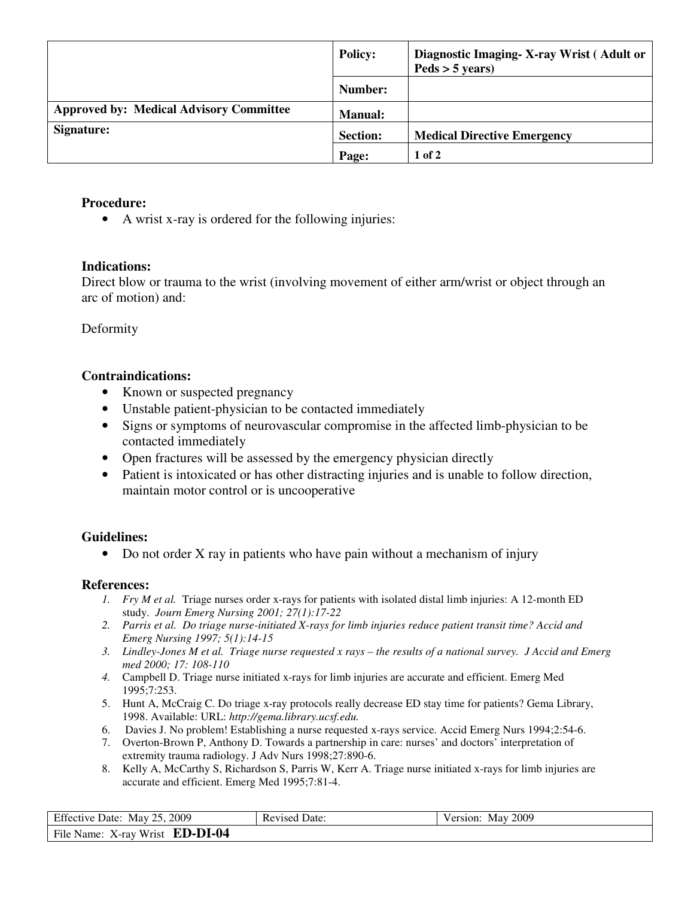| | Policy: | Diagnostic Imaging- X-ray Wrist ( Adult or Peds > 5 years) |
|---|---|---|
| | Number: | |
| Approved by: Medical Advisory Committee | Manual: | |
| Signature: | Section: | Medical Directive Emergency |
| | Page: | 1 of 2 |

### Procedure:

- A wrist x-ray is ordered for the following injuries:

### Indications:

Direct blow or trauma to the wrist (involving movement of either arm/wrist or object through an arc of motion) and:

Deformity

### Contraindications:

- Known or suspected pregnancy
- Unstable patient-physician to be contacted immediately
- Signs or symptoms of neurovascular compromise in the affected limb-physician to be contacted immediately
- Open fractures will be assessed by the emergency physician directly
- Patient is intoxicated or has other distracting injuries and is unable to follow direction, maintain motor control or is uncooperative

### Guidelines:

- Do not order X ray in patients who have pain without a mechanism of injury

### References:

1. *Fry M et al. Triage nurses order x-rays for patients with isolated distal limb injuries: A 12-month ED study. Journ Emerg Nursing 2001; 27(1):17-22*
2. *Parris et al. Do triage nurse-initiated X-rays for limb injuries reduce patient transit time? Accid and Emerg Nursing 1997; 5(1):14-15*
3. *Lindley-Jones M et al. Triage nurse requested x rays – the results of a national survey. J Accid and Emerg med 2000; 17: 108-110*
4. Campbell D. Triage nurse initiated x-rays for limb injuries are accurate and efficient. Emerg Med 1995;7:253.
5. Hunt A, McCraig C. Do triage x-ray protocols really decrease ED stay time for patients? Gema Library, 1998. Available: URL: *http://gema.library.ucsf.edu.*
6. Davies J. No problem! Establishing a nurse requested x-rays service. Accid Emerg Nurs 1994;2:54-6.
7. Overton-Brown P, Anthony D. Towards a partnership in care: nurses' and doctors' interpretation of extremity trauma radiology. J Adv Nurs 1998;27:890-6.
8. Kelly A, McCarthy S, Richardson S, Parris W, Kerr A. Triage nurse initiated x-rays for limb injuries are accurate and efficient. Emerg Med 1995;7:81-4.

| Effective Date: May 25, 2009 | Revised Date: | Version: May 2009 |
|---|---|---|
| File Name: X-ray Wrist **ED-DI-04** | | |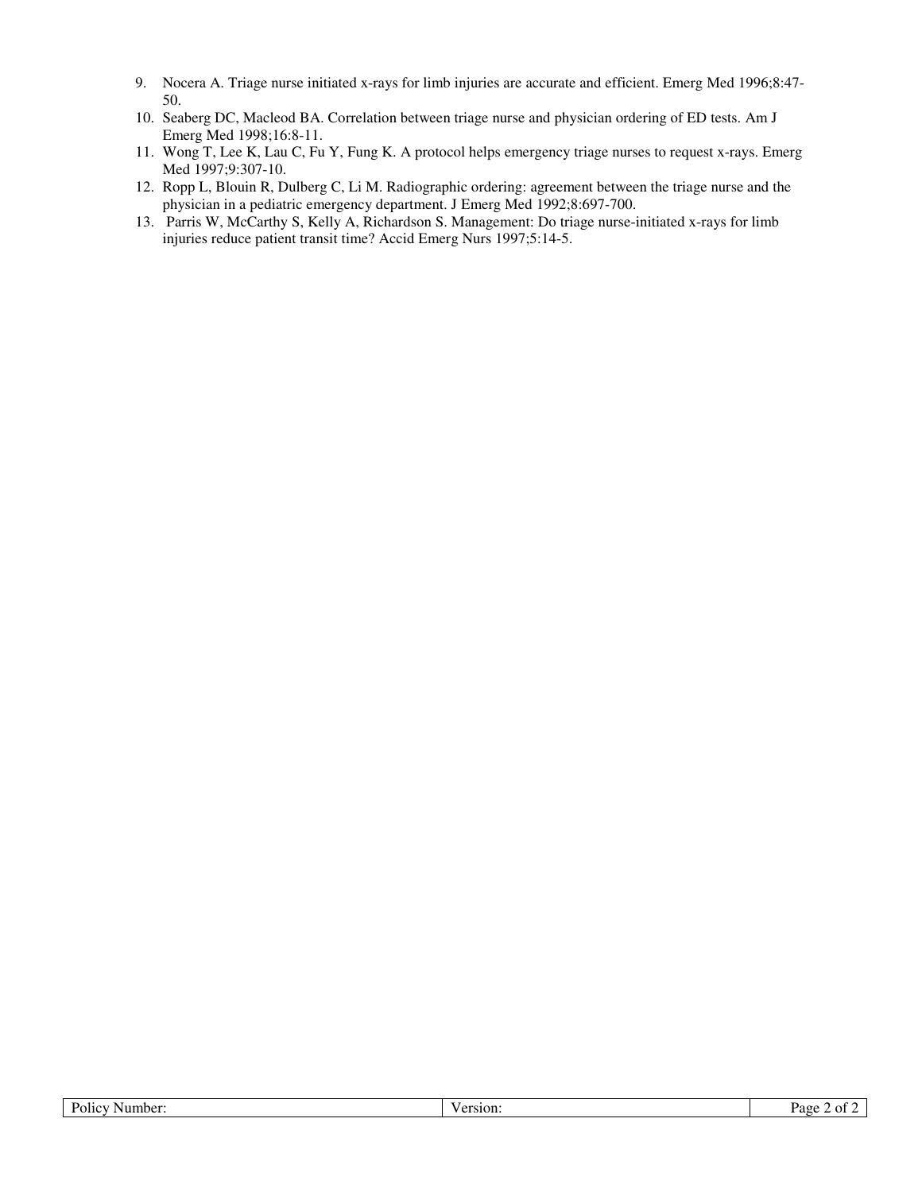9. Nocera A. Triage nurse initiated x-rays for limb injuries are accurate and efficient. Emerg Med 1996;8:47-50.
10. Seaberg DC, Macleod BA. Correlation between triage nurse and physician ordering of ED tests. Am J Emerg Med 1998;16:8-11.
11. Wong T, Lee K, Lau C, Fu Y, Fung K. A protocol helps emergency triage nurses to request x-rays. Emerg Med 1997;9:307-10.
12. Ropp L, Blouin R, Dulberg C, Li M. Radiographic ordering: agreement between the triage nurse and the physician in a pediatric emergency department. J Emerg Med 1992;8:697-700.
13. Parris W, McCarthy S, Kelly A, Richardson S. Management: Do triage nurse-initiated x-rays for limb injuries reduce patient transit time? Accid Emerg Nurs 1997;5:14-5.